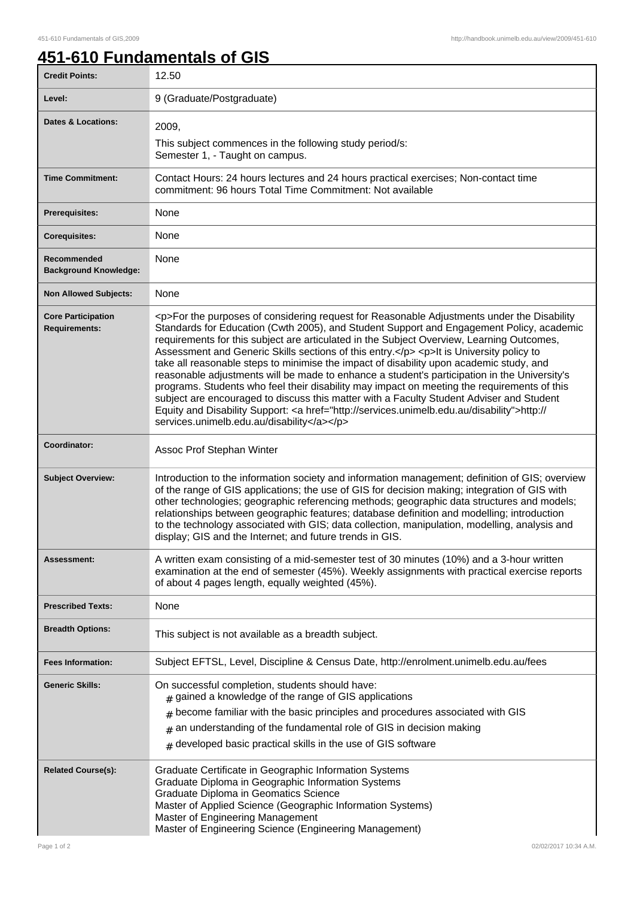# 451-610 Fundamentals of GIS

| | |
|---|---|
| **Credit Points:** | 12.50 |
| **Level:** | 9 (Graduate/Postgraduate) |
| **Dates & Locations:** | 2009,<br>This subject commences in the following study period/s:<br>Semester 1, - Taught on campus. |
| **Time Commitment:** | Contact Hours: 24 hours lectures and 24 hours practical exercises; Non-contact time commitment: 96 hours Total Time Commitment: Not available |
| **Prerequisites:** | None |
| **Corequisites:** | None |
| **Recommended Background Knowledge:** | None |
| **Non Allowed Subjects:** | None |
| **Core Participation Requirements:** | <p>For the purposes of considering request for Reasonable Adjustments under the Disability Standards for Education (Cwth 2005), and Student Support and Engagement Policy, academic requirements for this subject are articulated in the Subject Overview, Learning Outcomes, Assessment and Generic Skills sections of this entry.</p> <p>It is University policy to take all reasonable steps to minimise the impact of disability upon academic study, and reasonable adjustments will be made to enhance a student's participation in the University's programs. Students who feel their disability may impact on meeting the requirements of this subject are encouraged to discuss this matter with a Faculty Student Adviser and Student Equity and Disability Support: <a href="http://services.unimelb.edu.au/disability">http://services.unimelb.edu.au/disability</a></p> |
| **Coordinator:** | Assoc Prof Stephan Winter |
| **Subject Overview:** | Introduction to the information society and information management; definition of GIS; overview of the range of GIS applications; the use of GIS for decision making; integration of GIS with other technologies; geographic referencing methods; geographic data structures and models; relationships between geographic features; database definition and modelling; introduction to the technology associated with GIS; data collection, manipulation, modelling, analysis and display; GIS and the Internet; and future trends in GIS. |
| **Assessment:** | A written exam consisting of a mid-semester test of 30 minutes (10%) and a 3-hour written examination at the end of semester (45%). Weekly assignments with practical exercise reports of about 4 pages length, equally weighted (45%). |
| **Prescribed Texts:** | None |
| **Breadth Options:** | This subject is not available as a breadth subject. |
| **Fees Information:** | Subject EFTSL, Level, Discipline & Census Date, http://enrolment.unimelb.edu.au/fees |
| **Generic Skills:** | On successful completion, students should have:<br># gained a knowledge of the range of GIS applications<br># become familiar with the basic principles and procedures associated with GIS<br># an understanding of the fundamental role of GIS in decision making<br># developed basic practical skills in the use of GIS software |
| **Related Course(s):** | Graduate Certificate in Geographic Information Systems<br>Graduate Diploma in Geographic Information Systems<br>Graduate Diploma in Geomatics Science<br>Master of Applied Science (Geographic Information Systems)<br>Master of Engineering Management<br>Master of Engineering Science (Engineering Management) |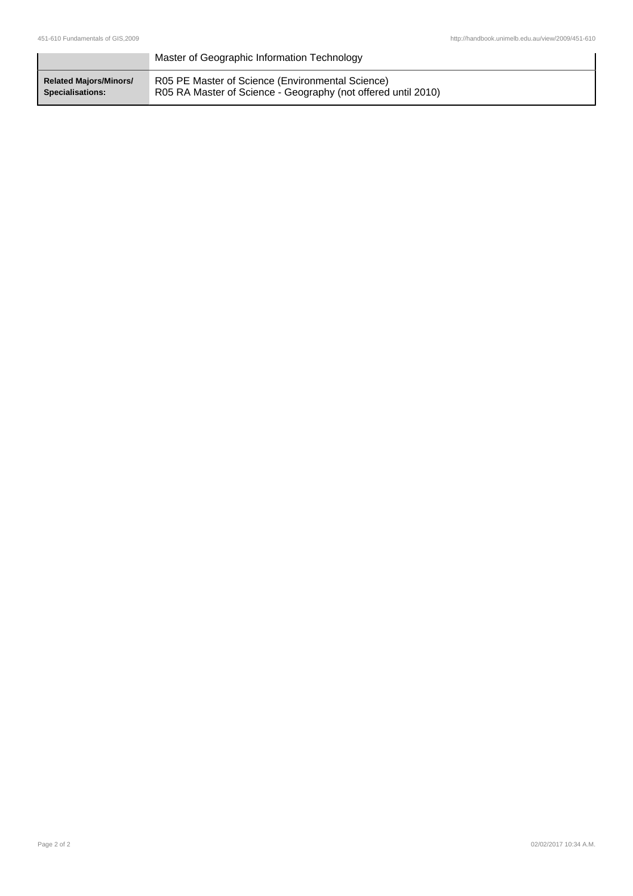| | |
|---|---|
| | Master of Geographic Information Technology |
| **Related Majors/Minors/ Specialisations:** | R05 PE Master of Science (Environmental Science)<br>R05 RA Master of Science - Geography (not offered until 2010) |